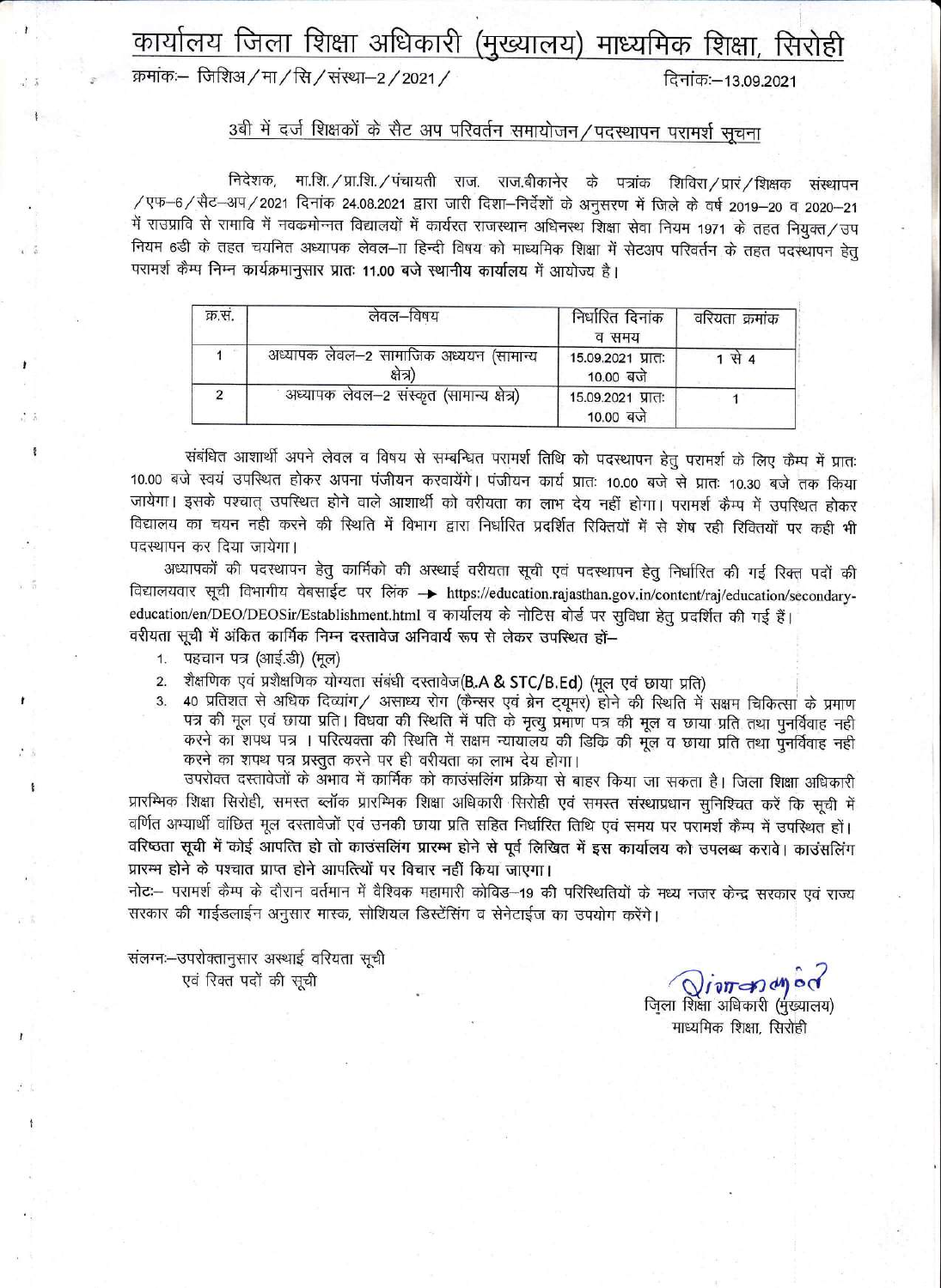# कार्यालय जिला शिक्षा अधिकारी (मुख्यालय) माध्यमिक शिक्षा, सिरोही

क्रमांकः– जिशिअ/मा/सि/संस्था–2/2021/ 　　　　　　　　　　　　　　　　　　　　दिनांकः–13.09.2021

## 3बी में दर्ज शिक्षकों के सैट अप परिवर्तन समायोजन/पदस्थापन परामर्श सूचना

निदेशक, मा.शि./प्रा.शि./पंचायती राज. राज.बीकानेर के पत्रांक शिविरा/प्रारं/शिक्षक संस्थापन/एफ–6/सैट–अप/2021 दिनांक 24.08.2021 द्वारा जारी दिशा–निर्देशों के अनुसरण में जिले के वर्ष 2019–20 व 2020–21 में राउप्रावि से रामावि में नवक्रमोन्नत विद्यालयों में कार्यरत राजस्थान अधिनस्थ शिक्षा सेवा नियम 1971 के तहत नियुक्त/उप नियम 6डी के तहत चयनित अध्यापक लेवल–II हिन्दी विषय को माध्यमिक शिक्षा में सेटअप परिवर्तन के तहत पदस्थापन हेतु परामर्श कैम्प निम्न कार्यक्रमानुसार प्रातः 11.00 बजे स्थानीय कार्यालय में आयोज्य है।

| क्र.सं. | लेवल–विषय | निर्धारित दिनांक व समय | वरियता क्रमांक |
|---|---|---|---|
| 1 | अध्यापक लेवल–2 सामाजिक अध्ययन (सामान्य क्षेत्र) | 15.09.2021 प्रातः 10.00 बजे | 1 से 4 |
| 2 | अध्यापक लेवल–2 संस्कृत (सामान्य क्षेत्र) | 15.09.2021 प्रातः 10.00 बजे | 1 |

संबंधित आशार्थी अपने लेवल व विषय से सम्बन्धित परामर्श तिथि को पदस्थापन हेतु परामर्श के लिए कैम्प में प्रातः 10.00 बजे स्वयं उपस्थित होकर अपना पंजीयन करवायेंगे। पंजीयन कार्य प्रातः 10.00 बजे से प्रातः 10.30 बजे तक किया जायेगा। इसके पश्चात् उपस्थित होने वाले आशार्थी को वरीयता का लाभ देय नहीं होगा। परामर्श कैम्प में उपस्थित होकर विद्यालय का चयन नही करने की स्थिति में विभाग द्वारा निर्धारित प्रदर्शित रिक्तियों में से शेष रही रिक्तियों पर कही भी पदस्थापन कर दिया जायेगा।

अध्यापकों की पदस्थापन हेतु कार्मिको की अस्थाई वरीयता सूची एवं पदस्थापन हेतु निर्धारित की गई रिक्त पदों की विद्यालयवार सूची विभागीय वेबसाईट पर लिंक → https://education.rajasthan.gov.in/content/raj/education/secondary-education/en/DEO/DEOSir/Establishment.html व कार्यालय के नोटिस बोर्ड पर सुविधा हेतु प्रदर्शित की गई हैं।

**वरीयता सूची में अंकित कार्मिक निम्न दस्तावेज अनिवार्य रूप से लेकर उपस्थित हों–**

1. पहचान पत्र (आई.डी) (मूल)
2. शैक्षणिक एवं प्रशैक्षणिक योग्यता संबंधी दस्तावेज(**B.A & STC/B.Ed**) (मूल एवं छाया प्रति)
3. 40 प्रतिशत से अधिक दिव्यांग/ असाध्य रोग (कैन्सर एवं ब्रेन ट्यूमर) होने की स्थिति में सक्षम चिकित्सा के प्रमाण पत्र की मूल एवं छाया प्रति। विधवा की स्थिति में पति के मृत्यु प्रमाण पत्र की मूल व छाया प्रति तथा पुनर्विवाह नही करने का शपथ पत्र । परित्यक्ता की स्थिति में सक्षम न्यायालय की डिकि की मूल व छाया प्रति तथा पुनर्विवाह नही करने का शपथ पत्र प्रस्तुत करने पर ही वरीयता का लाभ देय होगा।

उपरोक्त दस्तावेजों के अभाव में कार्मिक को काउंसलिंग प्रक्रिया से बाहर किया जा सकता है। जिला शिक्षा अधिकारी प्रारम्भिक शिक्षा सिरोही, समस्त ब्लॉक प्रारम्भिक शिक्षा अधिकारी सिरोही एवं समस्त संस्थाप्रधान सुनिश्चित करें कि सूची में वर्णित अभ्यार्थी वांछित मूल दस्तावेजों एवं उनकी छाया प्रति सहित निर्धारित तिथि एवं समय पर परामर्श कैम्प में उपस्थित हों। **वरिष्ठता सूची में कोई आपत्ति हो तो काउंसलिंग प्रारम्भ होने से पूर्व लिखित में इस कार्यालय को उपलब्ध करावे। काउंसलिंग प्रारम्भ होने के पश्चात प्राप्त होने आपत्तियों पर विचार नहीं किया जाएगा।**

नोटः– परामर्श कैम्प के दौरान वर्तमान में वैश्विक महामारी कोविड–19 की परिस्थितियों के मध्य नजर केन्द्र सरकार एवं राज्य सरकार की गाईडलाईन अनुसार मास्क, सोशियल डिस्टेंसिंग व सेनेटाईज का उपयोग करेंगे।

संलग्नः–उपरोक्तानुसार अस्थाई वरियता सूची
एवं रिक्त पदों की सूची

जिला शिक्षा अधिकारी (मुख्यालय)
माध्यमिक शिक्षा, सिरोही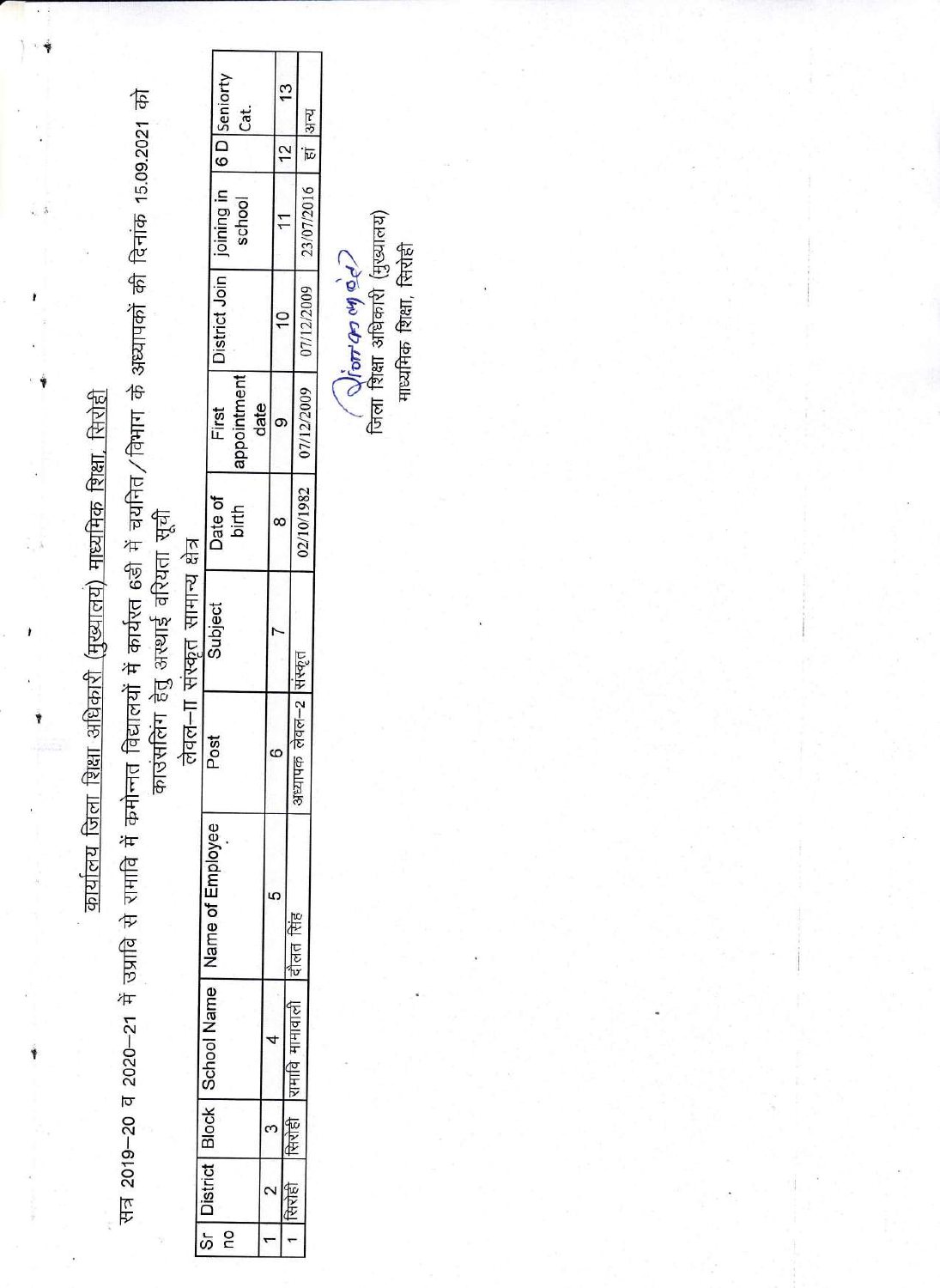## कार्यालय जिला शिक्षा अधिकारी (मुख्यालय) माध्यमिक शिक्षा, सिरोही

सत्र 2019–20 व 2020–21 में उप्रावि से रामावि में क्रमोन्नत विद्यालयों में कार्यरत 6डी में चयनित/विभाग के अध्यापकों की दिनांक 15.09.2021 को काउंसलिंग हेतु अस्थाई वरियता सूची

लेवल–II संस्कृत सामान्य क्षेत्र

| Sr no | District | Block | School Name | Name of Employee | Post | Subject | Date of birth | First appointment date | District Join | joining in school | 6 D | Seniorty Cat. |
|---|---|---|---|---|---|---|---|---|---|---|---|---|
| 1 | 2 | 3 | 4 | 5 | 6 | 7 | 8 | 9 | 10 | 11 | 12 | 13 |
| 1 | सिरोही | सिरोही | रामावि मामावली | दौलत सिंह | अध्यापक लेवल–2 | संस्कृत | 02/10/1982 | 07/12/2009 | 07/12/2009 | 23/07/2016 | हां | अन्य |

जिला शिक्षा अधिकारी (मुख्यालय)
माध्यमिक शिक्षा, सिरोही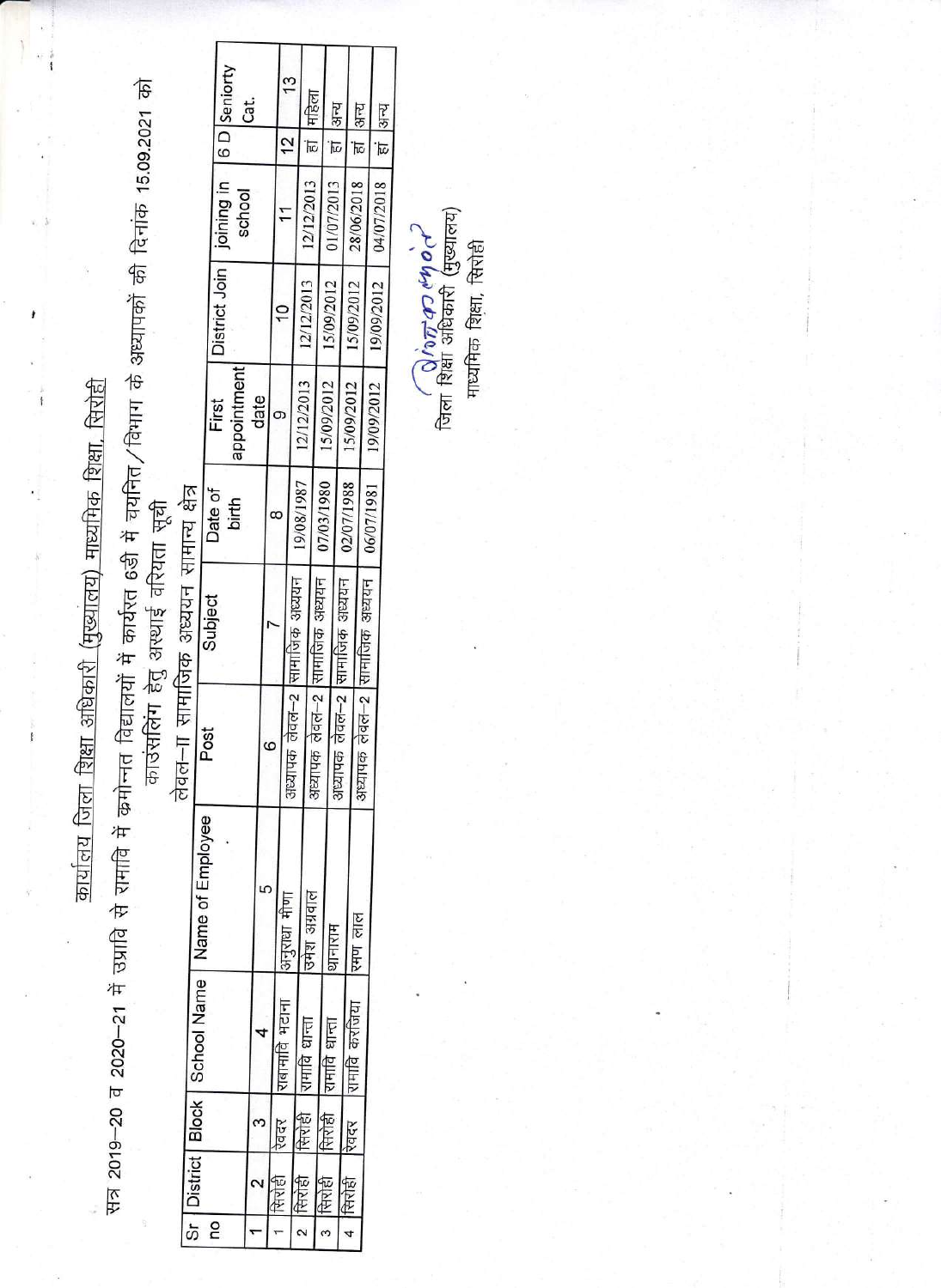# कार्यालय जिला शिक्षा अधिकारी (मुख्यालय) माध्यमिक शिक्षा, सिरोही

सत्र 2019–20 व 2020–21 में उप्रावि से रामावि में क्रमोन्नत विद्यालयों में कार्यरत 6डी में चयनित/विभाग के अध्यापकों की दिनांक 15.09.2021 को काउंसलिंग हेतु अस्थाई वरियता सूची

लेवल–II सामाजिक अध्ययन सामान्य क्षेत्र

| Sr no | District | Block | School Name | Name of Employee | Post | Subject | Date of birth | First appointment date | District Join | joining in school | 6 D | Seniorty Cat. |
|---|---|---|---|---|---|---|---|---|---|---|---|---|
| 1 | 2 | 3 | 4 | 5 | 6 | 7 | 8 | 9 | 10 | 11 | 12 | 13 |
| 1 | सिरोही | रेवदर | राबामावि मडाना | अनुराधा मीणा | अध्यापक लेवल–2 | सामाजिक अध्ययन | 19/08/1987 | 12/12/2013 | 12/12/2013 | 12/12/2013 | हां | महिला |
| 2 | सिरोही | सिरोही | रामावि धान्ता | उमेश अग्रवाल | अध्यापक लेवल–2 | सामाजिक अध्ययन | 07/03/1980 | 15/09/2012 | 15/09/2012 | 01/07/2013 | हां | अन्य |
| 3 | सिरोही | सिरोही | रामावि धान्ता | थानाराम | अध्यापक लेवल–2 | सामाजिक अध्ययन | 02/07/1988 | 15/09/2012 | 15/09/2012 | 28/06/2018 | हां | अन्य |
| 4 | सिरोही | रेवदर | रामावि करजिया | रमण लाल | अध्यापक लेवल–2 | सामाजिक अध्ययन | 06/07/1981 | 19/09/2012 | 19/09/2012 | 04/07/2018 | हां | अन्य |

जिला शिक्षा अधिकारी (मुख्यालय)
माध्यमिक शिक्षा, सिरोही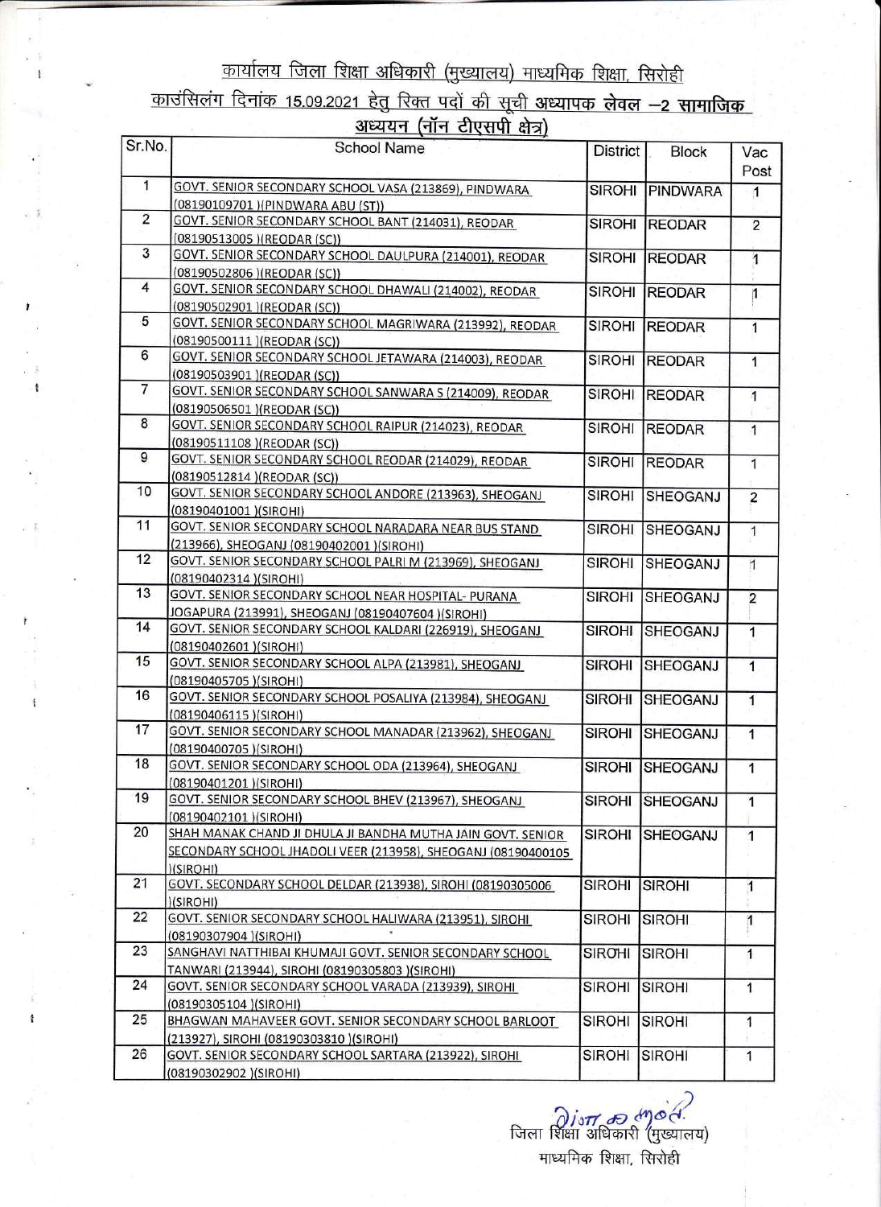## कार्यालय जिला शिक्षा अधिकारी (मुख्यालय) माध्यमिक शिक्षा, सिरोही

## काउंसिलंग दिनांक 15.09.2021 हेतु रिक्त पदों की सूची अध्यापक लेवल –2 सामाजिक अध्ययन (नॉन टीएसपी क्षेत्र)

| Sr.No. | School Name | District | Block | Vac Post |
|---|---|---|---|---|
| 1 | GOVT. SENIOR SECONDARY SCHOOL VASA (213869), PINDWARA (08190109701 )(PINDWARA ABU (ST)) | SIROHI | PINDWARA | 1 |
| 2 | GOVT. SENIOR SECONDARY SCHOOL BANT (214031), REODAR (08190513005 )(REODAR (SC)) | SIROHI | REODAR | 2 |
| 3 | GOVT. SENIOR SECONDARY SCHOOL DAULPURA (214001), REODAR (08190502806 )(REODAR (SC)) | SIROHI | REODAR | 1 |
| 4 | GOVT. SENIOR SECONDARY SCHOOL DHAWALI (214002), REODAR (08190502901 )(REODAR (SC)) | SIROHI | REODAR | 1 |
| 5 | GOVT. SENIOR SECONDARY SCHOOL MAGRIWARA (213992), REODAR (08190500111 )(REODAR (SC)) | SIROHI | REODAR | 1 |
| 6 | GOVT. SENIOR SECONDARY SCHOOL JETAWARA (214003), REODAR (08190503901 )(REODAR (SC)) | SIROHI | REODAR | 1 |
| 7 | GOVT. SENIOR SECONDARY SCHOOL SANWARA S (214009), REODAR (08190506501 )(REODAR (SC)) | SIROHI | REODAR | 1 |
| 8 | GOVT. SENIOR SECONDARY SCHOOL RAIPUR (214023), REODAR (08190511108 )(REODAR (SC)) | SIROHI | REODAR | 1 |
| 9 | GOVT. SENIOR SECONDARY SCHOOL REODAR (214029), REODAR (08190512814 )(REODAR (SC)) | SIROHI | REODAR | 1 |
| 10 | GOVT. SENIOR SECONDARY SCHOOL ANDORE (213963), SHEOGANJ (08190401001 )(SIROHI) | SIROHI | SHEOGANJ | 2 |
| 11 | GOVT. SENIOR SECONDARY SCHOOL NARADARA NEAR BUS STAND (213966), SHEOGANJ (08190402001 )(SIROHI) | SIROHI | SHEOGANJ | 1 |
| 12 | GOVT. SENIOR SECONDARY SCHOOL PALRI M (213969), SHEOGANJ (08190402314 )(SIROHI) | SIROHI | SHEOGANJ | 1 |
| 13 | GOVT. SENIOR SECONDARY SCHOOL NEAR HOSPITAL- PURANA JOGAPURA (213991), SHEOGANJ (08190407604 )(SIROHI) | SIROHI | SHEOGANJ | 2 |
| 14 | GOVT. SENIOR SECONDARY SCHOOL KALDARI (226919), SHEOGANJ (08190402601 )(SIROHI) | SIROHI | SHEOGANJ | 1 |
| 15 | GOVT. SENIOR SECONDARY SCHOOL ALPA (213981), SHEOGANJ (08190405705 )(SIROHI) | SIROHI | SHEOGANJ | 1 |
| 16 | GOVT. SENIOR SECONDARY SCHOOL POSALIYA (213984), SHEOGANJ (08190406115 )(SIROHI) | SIROHI | SHEOGANJ | 1 |
| 17 | GOVT. SENIOR SECONDARY SCHOOL MANADAR (213962), SHEOGANJ (08190400705 )(SIROHI) | SIROHI | SHEOGANJ | 1 |
| 18 | GOVT. SENIOR SECONDARY SCHOOL ODA (213964), SHEOGANJ (08190401201 )(SIROHI) | SIROHI | SHEOGANJ | 1 |
| 19 | GOVT. SENIOR SECONDARY SCHOOL BHEV (213967), SHEOGANJ (08190402101 )(SIROHI) | SIROHI | SHEOGANJ | 1 |
| 20 | SHAH MANAK CHAND JI DHULA JI BANDHA MUTHA JAIN GOVT. SENIOR SECONDARY SCHOOL JHADOLI VEER (213958), SHEOGANJ (08190400105 )(SIROHI) | SIROHI | SHEOGANJ | 1 |
| 21 | GOVT. SECONDARY SCHOOL DELDAR (213938), SIROHI (08190305006 )(SIROHI) | SIROHI | SIROHI | 1 |
| 22 | GOVT. SENIOR SECONDARY SCHOOL HALIWARA (213951), SIROHI (08190307904 )(SIROHI) | SIROHI | SIROHI | 1 |
| 23 | SANGHAVI NATTHIBAI KHUMAJI GOVT. SENIOR SECONDARY SCHOOL TANWARI (213944), SIROHI (08190305803 )(SIROHI) | SIROHI | SIROHI | 1 |
| 24 | GOVT. SENIOR SECONDARY SCHOOL VARADA (213939), SIROHI (08190305104 )(SIROHI) | SIROHI | SIROHI | 1 |
| 25 | BHAGWAN MAHAVEER GOVT. SENIOR SECONDARY SCHOOL BARLOOT (213927), SIROHI (08190303810 )(SIROHI) | SIROHI | SIROHI | 1 |
| 26 | GOVT. SENIOR SECONDARY SCHOOL SARTARA (213922), SIROHI (08190302902 )(SIROHI) | SIROHI | SIROHI | 1 |

जिला शिक्षा अधिकारी (मुख्यालय)
माध्यमिक शिक्षा, सिरोही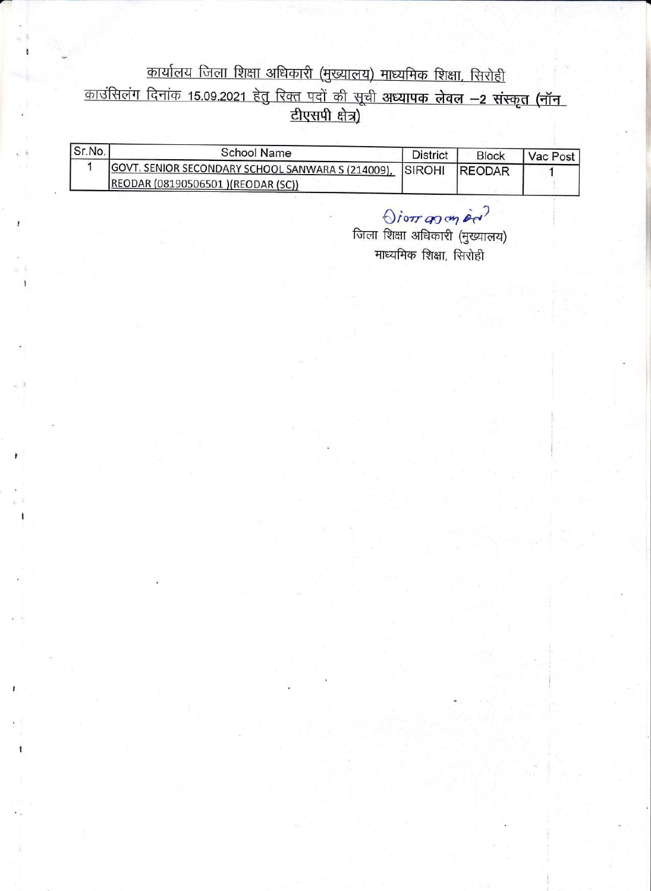## कार्यालय जिला शिक्षा अधिकारी (मुख्यालय) माध्यमिक शिक्षा, सिरोही

## काउंसिलंग दिनांक 15.09.2021 हेतु रिक्त पदों की सूची **अध्यापक लेवल –2 संस्कृत (नॉन टीएसपी क्षेत्र)**

| Sr.No. | School Name | District | Block | Vac Post |
|---|---|---|---|---|
| 1 | GOVT. SENIOR SECONDARY SCHOOL SANWARA S (214009), REODAR (08190506501 )(REODAR (SC)) | SIROHI | REODAR | 1 |

जिला शिक्षा अधिकारी (मुख्यालय)
माध्यमिक शिक्षा, सिरोही